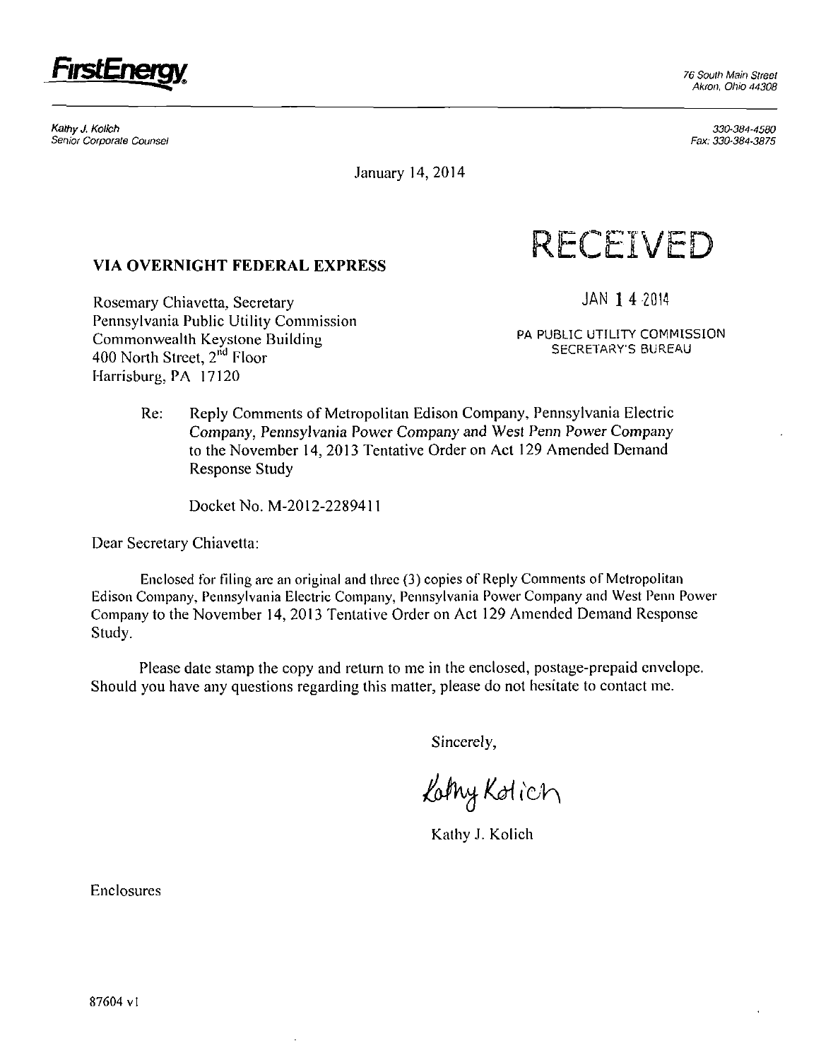**FirstEnergy**

76 South Main Street
Akron, Ohio 44308

*Kathy J. Kolich*
*Senior Corporate Counsel*

330-384-4580
Fax: 330-384-3875

January 14, 2014

**VIA OVERNIGHT FEDERAL EXPRESS**

RECEIVED

JAN 14 2014

PA PUBLIC UTILITY COMMISSION
SECRETARY'S BUREAU

Rosemary Chiavetta, Secretary
Pennsylvania Public Utility Commission
Commonwealth Keystone Building
400 North Street, 2nd Floor
Harrisburg, PA 17120

Re: Reply Comments of Metropolitan Edison Company, Pennsylvania Electric Company, Pennsylvania Power Company and West Penn Power Company to the November 14, 2013 Tentative Order on Act 129 Amended Demand Response Study

Docket No. M-2012-2289411

Dear Secretary Chiavetta:

Enclosed for filing are an original and three (3) copies of Reply Comments of Metropolitan Edison Company, Pennsylvania Electric Company, Pennsylvania Power Company and West Penn Power Company to the November 14, 2013 Tentative Order on Act 129 Amended Demand Response Study.

Please date stamp the copy and return to me in the enclosed, postage-prepaid envelope. Should you have any questions regarding this matter, please do not hesitate to contact me.

Sincerely,

Kathy Kolich

Kathy J. Kolich

Enclosures

87604 v1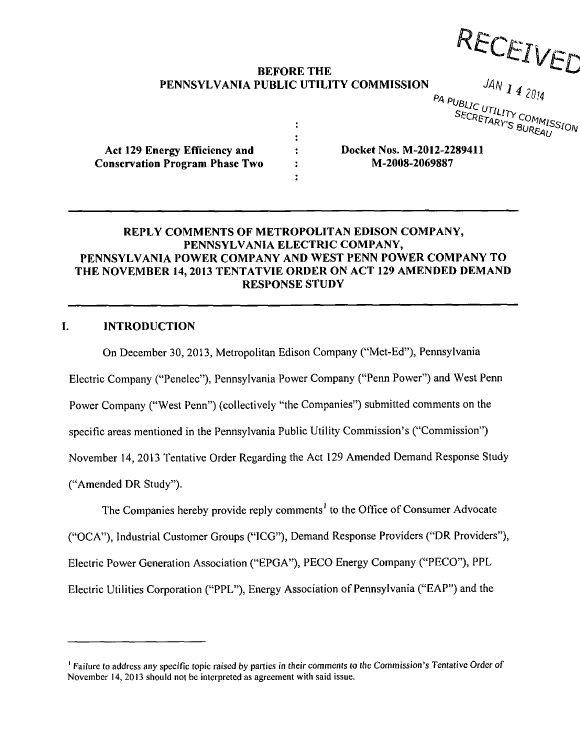RECEIVED

JAN 14 2014

PA PUBLIC UTILITY COMMISSION
SECRETARY'S BUREAU

**BEFORE THE**
**PENNSYLVANIA PUBLIC UTILITY COMMISSION**

| | | |
|---|---|---|
| **Act 129 Energy Efficiency and Conservation Program Phase Two** | : | **Docket Nos. M-2012-2289411 M-2008-2069887** |

---

## REPLY COMMENTS OF METROPOLITAN EDISON COMPANY, PENNSYLVANIA ELECTRIC COMPANY, PENNSYLVANIA POWER COMPANY AND WEST PENN POWER COMPANY TO THE NOVEMBER 14, 2013 TENTATVIE ORDER ON ACT 129 AMENDED DEMAND RESPONSE STUDY

---

## I. INTRODUCTION

On December 30, 2013, Metropolitan Edison Company ("Met-Ed"), Pennsylvania Electric Company ("Penelec"), Pennsylvania Power Company ("Penn Power") and West Penn Power Company ("West Penn") (collectively "the Companies") submitted comments on the specific areas mentioned in the Pennsylvania Public Utility Commission's ("Commission") November 14, 2013 Tentative Order Regarding the Act 129 Amended Demand Response Study ("Amended DR Study").

The Companies hereby provide reply comments[1] to the Office of Consumer Advocate ("OCA"), Industrial Customer Groups ("ICG"), Demand Response Providers ("DR Providers"), Electric Power Generation Association ("EPGA"), PECO Energy Company ("PECO"), PPL Electric Utilities Corporation ("PPL"), Energy Association of Pennsylvania ("EAP") and the

[1] Failure to address any specific topic raised by parties in their comments to the Commission's Tentative Order of November 14, 2013 should not be interpreted as agreement with said issue.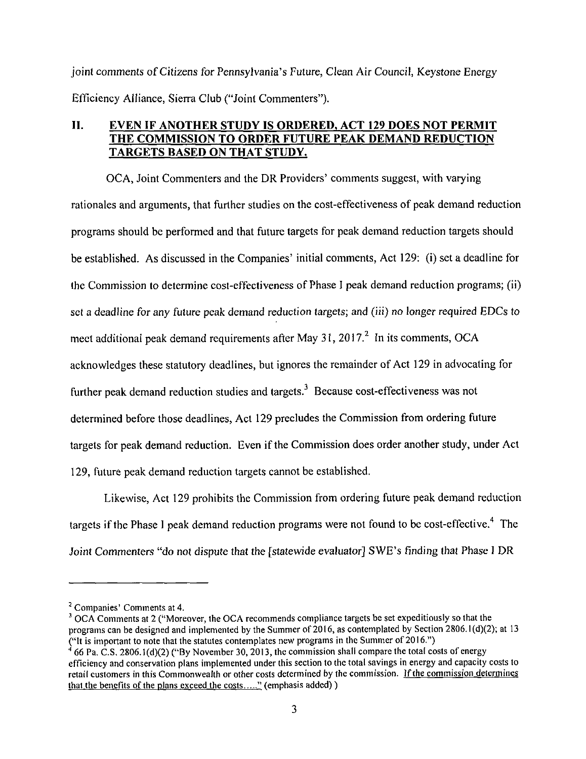joint comments of Citizens for Pennsylvania's Future, Clean Air Council, Keystone Energy Efficiency Alliance, Sierra Club ("Joint Commenters").

## II. <u>EVEN IF ANOTHER STUDY IS ORDERED, ACT 129 DOES NOT PERMIT THE COMMISSION TO ORDER FUTURE PEAK DEMAND REDUCTION TARGETS BASED ON THAT STUDY.</u>

OCA, Joint Commenters and the DR Providers' comments suggest, with varying rationales and arguments, that further studies on the cost-effectiveness of peak demand reduction programs should be performed and that future targets for peak demand reduction targets should be established. As discussed in the Companies' initial comments, Act 129: (i) set a deadline for the Commission to determine cost-effectiveness of Phase I peak demand reduction programs; (ii) set a deadline for any future peak demand reduction targets; and (iii) no longer required EDCs to meet additional peak demand requirements after May 31, 2017.[2] In its comments, OCA acknowledges these statutory deadlines, but ignores the remainder of Act 129 in advocating for further peak demand reduction studies and targets.[3] Because cost-effectiveness was not determined before those deadlines, Act 129 precludes the Commission from ordering future targets for peak demand reduction. Even if the Commission does order another study, under Act 129, future peak demand reduction targets cannot be established.

Likewise, Act 129 prohibits the Commission from ordering future peak demand reduction targets if the Phase I peak demand reduction programs were not found to be cost-effective.[4] The Joint Commenters "do not dispute that the [statewide evaluator] SWE's finding that Phase I DR

---

[2] Companies' Comments at 4.

[3] OCA Comments at 2 ("Moreover, the OCA recommends compliance targets be set expeditiously so that the programs can be designed and implemented by the Summer of 2016, as contemplated by Section 2806.1(d)(2); at 13 ("It is important to note that the statutes contemplates new programs in the Summer of 2016.")

[4] 66 Pa. C.S. 2806.1(d)(2) ("By November 30, 2013, the commission shall compare the total costs of energy efficiency and conservation plans implemented under this section to the total savings in energy and capacity costs to retail customers in this Commonwealth or other costs determined by the commission. <u>If the commission determines that the benefits of the plans exceed the costs.....</u>" (emphasis added) )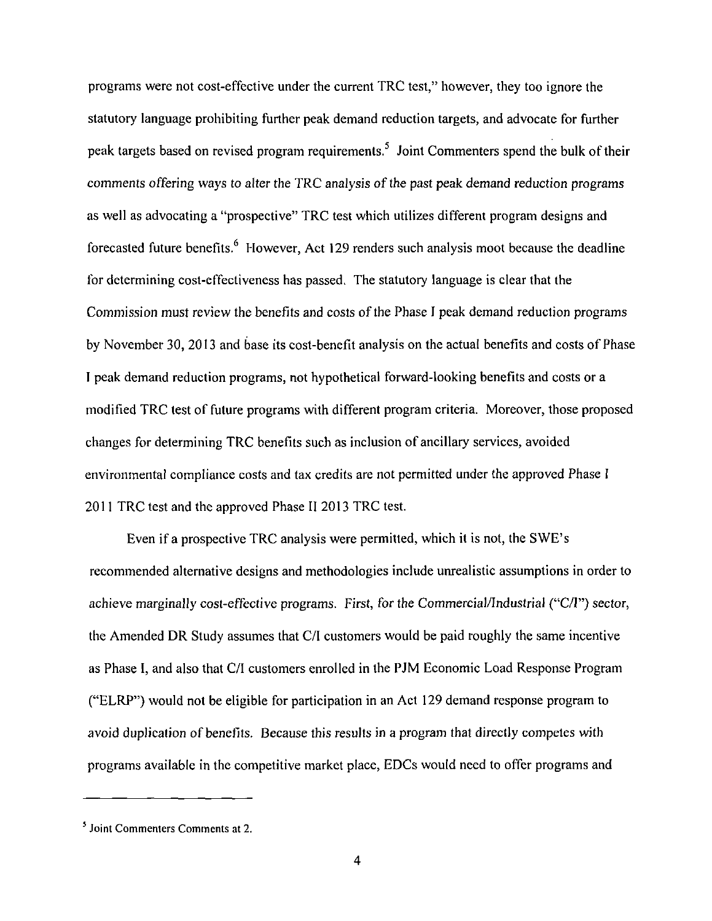programs were not cost-effective under the current TRC test," however, they too ignore the statutory language prohibiting further peak demand reduction targets, and advocate for further peak targets based on revised program requirements.[5] Joint Commenters spend the bulk of their comments offering ways to alter the TRC analysis of the past peak demand reduction programs as well as advocating a "prospective" TRC test which utilizes different program designs and forecasted future benefits.[6] However, Act 129 renders such analysis moot because the deadline for determining cost-effectiveness has passed. The statutory language is clear that the Commission must review the benefits and costs of the Phase I peak demand reduction programs by November 30, 2013 and base its cost-benefit analysis on the actual benefits and costs of Phase I peak demand reduction programs, not hypothetical forward-looking benefits and costs or a modified TRC test of future programs with different program criteria. Moreover, those proposed changes for determining TRC benefits such as inclusion of ancillary services, avoided environmental compliance costs and tax credits are not permitted under the approved Phase I 2011 TRC test and the approved Phase II 2013 TRC test.

Even if a prospective TRC analysis were permitted, which it is not, the SWE's recommended alternative designs and methodologies include unrealistic assumptions in order to achieve marginally cost-effective programs. First, for the Commercial/Industrial ("C/I") sector, the Amended DR Study assumes that C/I customers would be paid roughly the same incentive as Phase I, and also that C/I customers enrolled in the PJM Economic Load Response Program ("ELRP") would not be eligible for participation in an Act 129 demand response program to avoid duplication of benefits. Because this results in a program that directly competes with programs available in the competitive market place, EDCs would need to offer programs and

---

[5] Joint Commenters Comments at 2.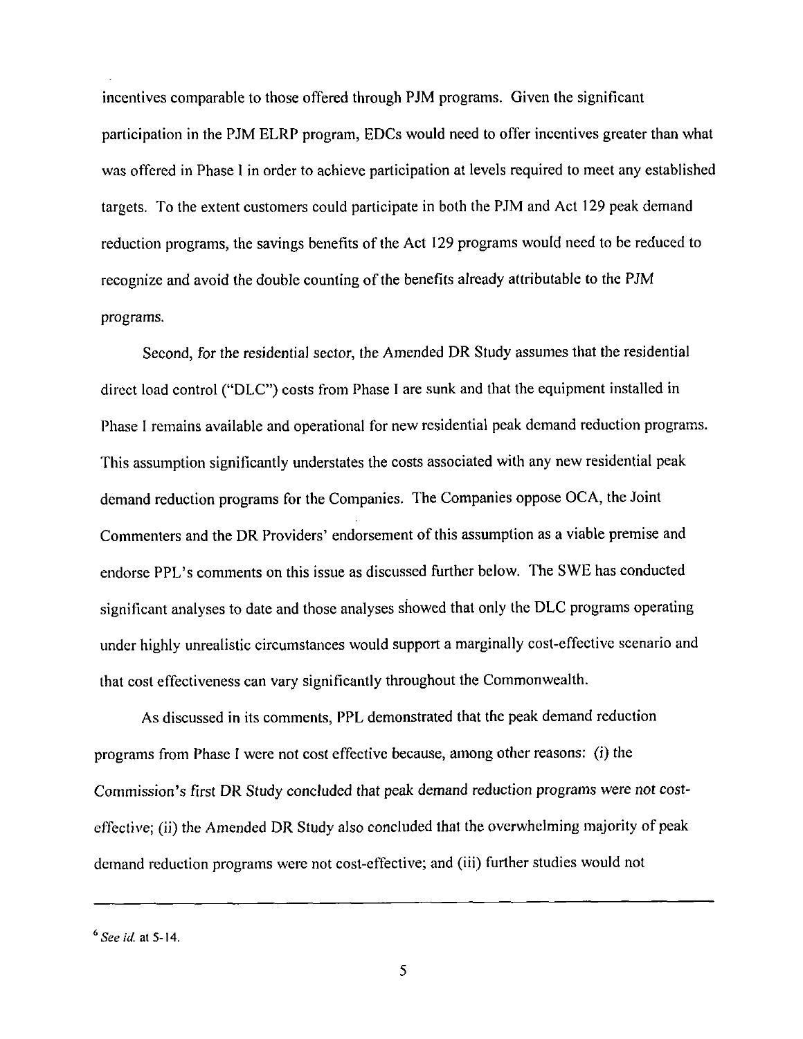incentives comparable to those offered through PJM programs. Given the significant participation in the PJM ELRP program, EDCs would need to offer incentives greater than what was offered in Phase I in order to achieve participation at levels required to meet any established targets. To the extent customers could participate in both the PJM and Act 129 peak demand reduction programs, the savings benefits of the Act 129 programs would need to be reduced to recognize and avoid the double counting of the benefits already attributable to the PJM programs.

Second, for the residential sector, the Amended DR Study assumes that the residential direct load control ("DLC") costs from Phase I are sunk and that the equipment installed in Phase I remains available and operational for new residential peak demand reduction programs. This assumption significantly understates the costs associated with any new residential peak demand reduction programs for the Companies. The Companies oppose OCA, the Joint Commenters and the DR Providers' endorsement of this assumption as a viable premise and endorse PPL's comments on this issue as discussed further below. The SWE has conducted significant analyses to date and those analyses showed that only the DLC programs operating under highly unrealistic circumstances would support a marginally cost-effective scenario and that cost effectiveness can vary significantly throughout the Commonwealth.

As discussed in its comments, PPL demonstrated that the peak demand reduction programs from Phase I were not cost effective because, among other reasons: (i) the Commission's first DR Study concluded that peak demand reduction programs were not cost-effective; (ii) the Amended DR Study also concluded that the overwhelming majority of peak demand reduction programs were not cost-effective; and (iii) further studies would not

---

[6] *See id.* at 5-14.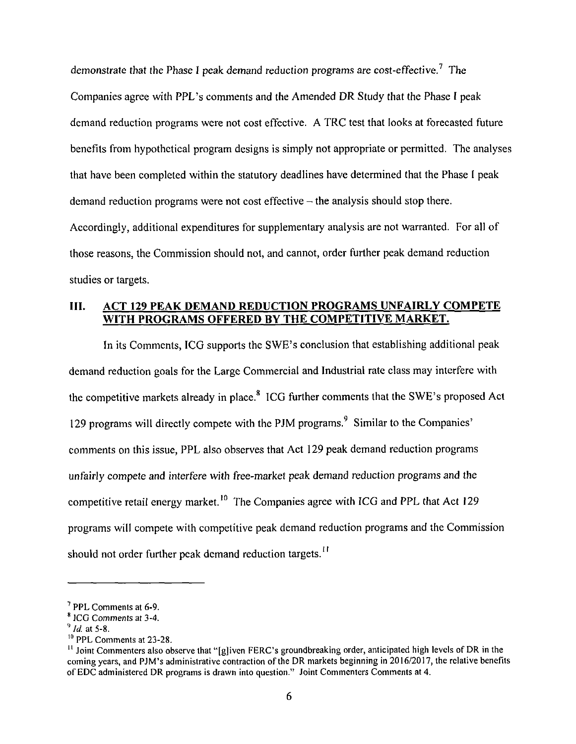demonstrate that the Phase I peak demand reduction programs are cost-effective.[7] The Companies agree with PPL's comments and the Amended DR Study that the Phase I peak demand reduction programs were not cost effective. A TRC test that looks at forecasted future benefits from hypothetical program designs is simply not appropriate or permitted. The analyses that have been completed within the statutory deadlines have determined that the Phase I peak demand reduction programs were not cost effective – the analysis should stop there. Accordingly, additional expenditures for supplementary analysis are not warranted. For all of those reasons, the Commission should not, and cannot, order further peak demand reduction studies or targets.

## III. ACT 129 PEAK DEMAND REDUCTION PROGRAMS UNFAIRLY COMPETE WITH PROGRAMS OFFERED BY THE COMPETITIVE MARKET.

In its Comments, ICG supports the SWE's conclusion that establishing additional peak demand reduction goals for the Large Commercial and Industrial rate class may interfere with the competitive markets already in place.[8] ICG further comments that the SWE's proposed Act 129 programs will directly compete with the PJM programs.[9] Similar to the Companies' comments on this issue, PPL also observes that Act 129 peak demand reduction programs unfairly compete and interfere with free-market peak demand reduction programs and the competitive retail energy market.[10] The Companies agree with ICG and PPL that Act 129 programs will compete with competitive peak demand reduction programs and the Commission should not order further peak demand reduction targets.[11]

---

[7] PPL Comments at 6-9.

[8] ICG Comments at 3-4.

[9] *Id.* at 5-8.

[10] PPL Comments at 23-28.

[11] Joint Commenters also observe that "[g]iven FERC's groundbreaking order, anticipated high levels of DR in the coming years, and PJM's administrative contraction of the DR markets beginning in 2016/2017, the relative benefits of EDC administered DR programs is drawn into question." Joint Commenters Comments at 4.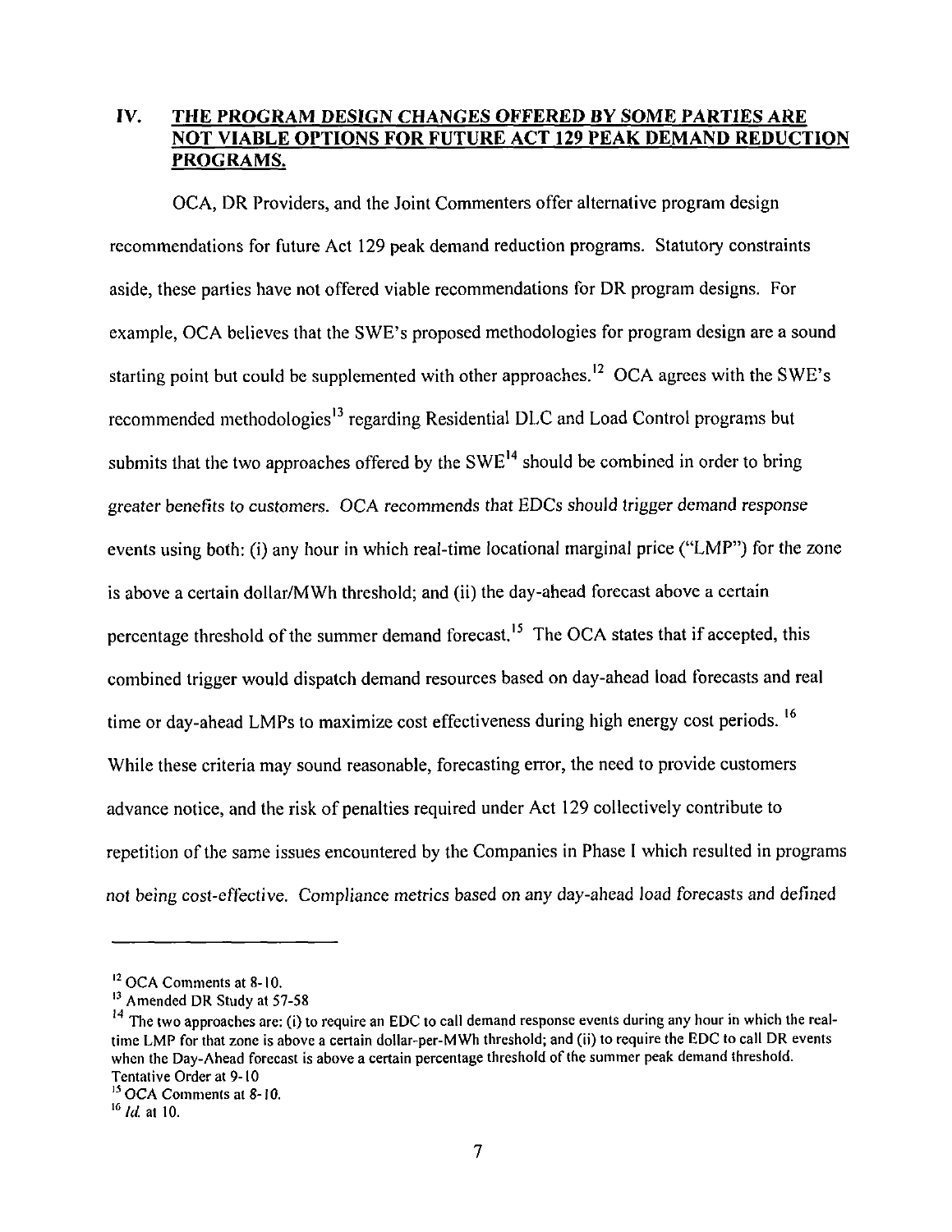## IV. THE PROGRAM DESIGN CHANGES OFFERED BY SOME PARTIES ARE NOT VIABLE OPTIONS FOR FUTURE ACT 129 PEAK DEMAND REDUCTION PROGRAMS.

OCA, DR Providers, and the Joint Commenters offer alternative program design recommendations for future Act 129 peak demand reduction programs. Statutory constraints aside, these parties have not offered viable recommendations for DR program designs. For example, OCA believes that the SWE's proposed methodologies for program design are a sound starting point but could be supplemented with other approaches.[12] OCA agrees with the SWE's recommended methodologies[13] regarding Residential DLC and Load Control programs but submits that the two approaches offered by the SWE[14] should be combined in order to bring greater benefits to customers. OCA recommends that EDCs should trigger demand response events using both: (i) any hour in which real-time locational marginal price ("LMP") for the zone is above a certain dollar/MWh threshold; and (ii) the day-ahead forecast above a certain percentage threshold of the summer demand forecast.[15] The OCA states that if accepted, this combined trigger would dispatch demand resources based on day-ahead load forecasts and real time or day-ahead LMPs to maximize cost effectiveness during high energy cost periods.[16] While these criteria may sound reasonable, forecasting error, the need to provide customers advance notice, and the risk of penalties required under Act 129 collectively contribute to repetition of the same issues encountered by the Companies in Phase I which resulted in programs not being cost-effective. Compliance metrics based on any day-ahead load forecasts and defined

---

[12] OCA Comments at 8-10.

[13] Amended DR Study at 57-58

[14] The two approaches are: (i) to require an EDC to call demand response events during any hour in which the real-time LMP for that zone is above a certain dollar-per-MWh threshold; and (ii) to require the EDC to call DR events when the Day-Ahead forecast is above a certain percentage threshold of the summer peak demand threshold. Tentative Order at 9-10

[15] OCA Comments at 8-10.

[16] *Id.* at 10.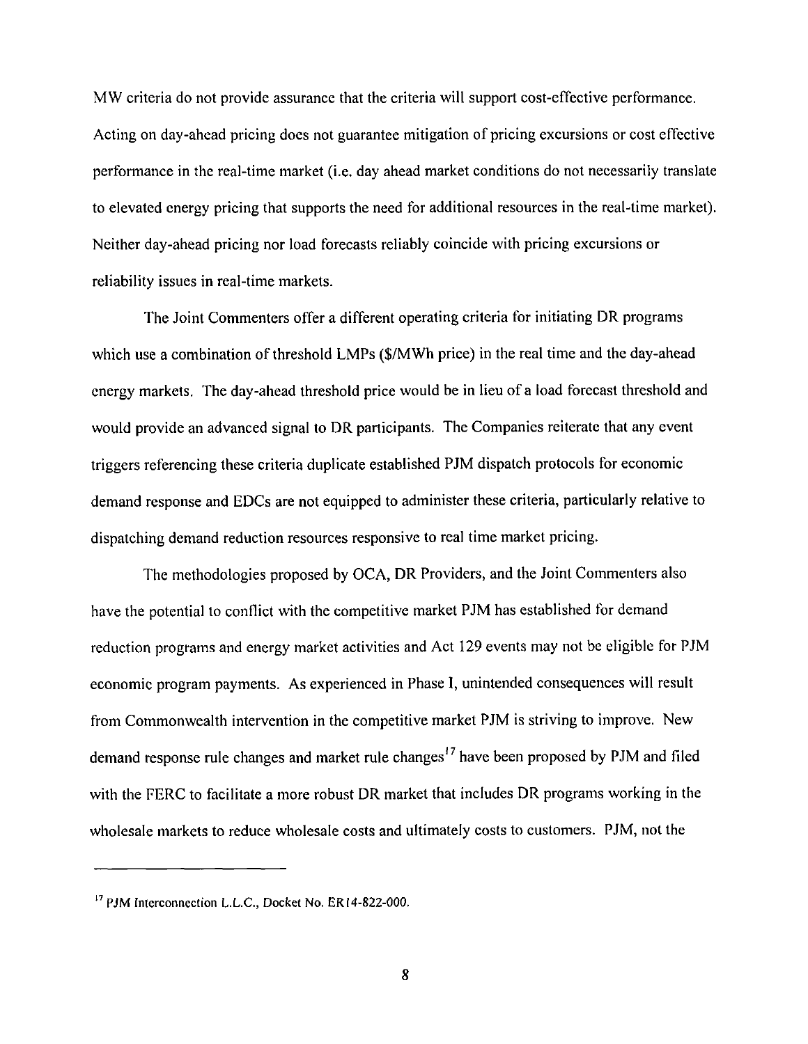MW criteria do not provide assurance that the criteria will support cost-effective performance. Acting on day-ahead pricing does not guarantee mitigation of pricing excursions or cost effective performance in the real-time market (i.e. day ahead market conditions do not necessarily translate to elevated energy pricing that supports the need for additional resources in the real-time market). Neither day-ahead pricing nor load forecasts reliably coincide with pricing excursions or reliability issues in real-time markets.

The Joint Commenters offer a different operating criteria for initiating DR programs which use a combination of threshold LMPs ($/MWh price) in the real time and the day-ahead energy markets. The day-ahead threshold price would be in lieu of a load forecast threshold and would provide an advanced signal to DR participants. The Companies reiterate that any event triggers referencing these criteria duplicate established PJM dispatch protocols for economic demand response and EDCs are not equipped to administer these criteria, particularly relative to dispatching demand reduction resources responsive to real time market pricing.

The methodologies proposed by OCA, DR Providers, and the Joint Commenters also have the potential to conflict with the competitive market PJM has established for demand reduction programs and energy market activities and Act 129 events may not be eligible for PJM economic program payments. As experienced in Phase I, unintended consequences will result from Commonwealth intervention in the competitive market PJM is striving to improve. New demand response rule changes and market rule changes[17] have been proposed by PJM and filed with the FERC to facilitate a more robust DR market that includes DR programs working in the wholesale markets to reduce wholesale costs and ultimately costs to customers. PJM, not the

---

[17] PJM Interconnection L.L.C., Docket No. ER14-822-000.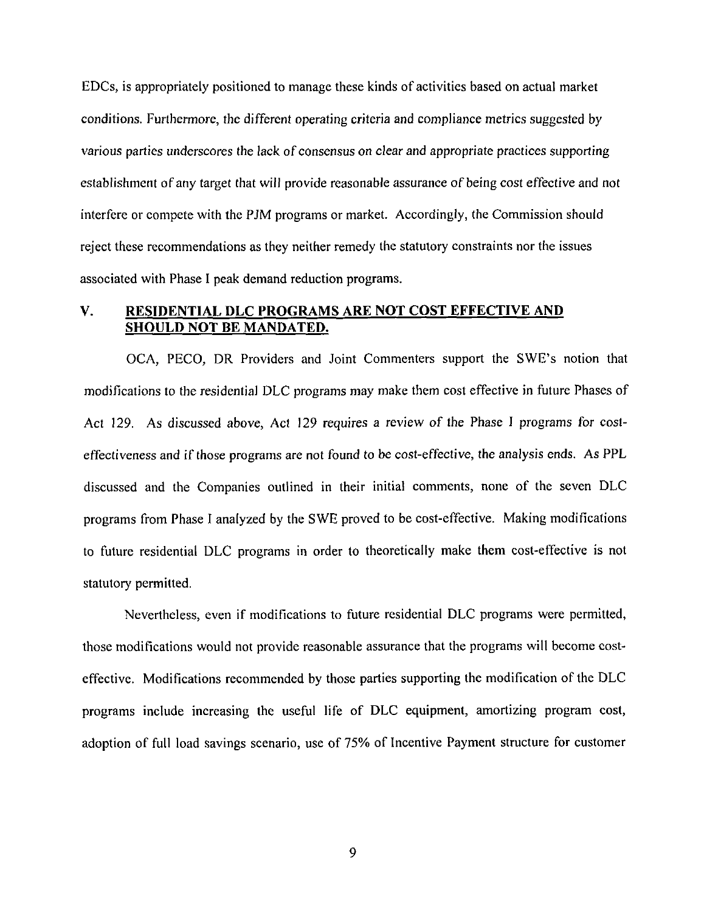EDCs, is appropriately positioned to manage these kinds of activities based on actual market conditions. Furthermore, the different operating criteria and compliance metrics suggested by various parties underscores the lack of consensus on clear and appropriate practices supporting establishment of any target that will provide reasonable assurance of being cost effective and not interfere or compete with the PJM programs or market. Accordingly, the Commission should reject these recommendations as they neither remedy the statutory constraints nor the issues associated with Phase I peak demand reduction programs.

## V. RESIDENTIAL DLC PROGRAMS ARE NOT COST EFFECTIVE AND SHOULD NOT BE MANDATED.

OCA, PECO, DR Providers and Joint Commenters support the SWE's notion that modifications to the residential DLC programs may make them cost effective in future Phases of Act 129. As discussed above, Act 129 requires a review of the Phase I programs for cost-effectiveness and if those programs are not found to be cost-effective, the analysis ends. As PPL discussed and the Companies outlined in their initial comments, none of the seven DLC programs from Phase I analyzed by the SWE proved to be cost-effective. Making modifications to future residential DLC programs in order to theoretically make them cost-effective is not statutory permitted.

Nevertheless, even if modifications to future residential DLC programs were permitted, those modifications would not provide reasonable assurance that the programs will become cost-effective. Modifications recommended by those parties supporting the modification of the DLC programs include increasing the useful life of DLC equipment, amortizing program cost, adoption of full load savings scenario, use of 75% of Incentive Payment structure for customer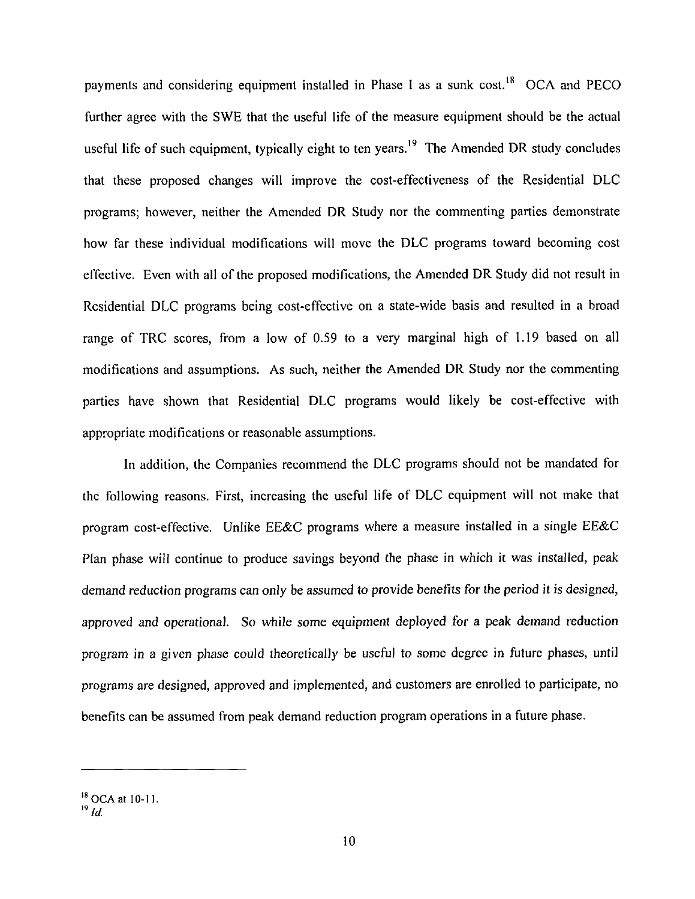payments and considering equipment installed in Phase I as a sunk cost.[18] OCA and PECO further agree with the SWE that the useful life of the measure equipment should be the actual useful life of such equipment, typically eight to ten years.[19] The Amended DR study concludes that these proposed changes will improve the cost-effectiveness of the Residential DLC programs; however, neither the Amended DR Study nor the commenting parties demonstrate how far these individual modifications will move the DLC programs toward becoming cost effective. Even with all of the proposed modifications, the Amended DR Study did not result in Residential DLC programs being cost-effective on a state-wide basis and resulted in a broad range of TRC scores, from a low of 0.59 to a very marginal high of 1.19 based on all modifications and assumptions. As such, neither the Amended DR Study nor the commenting parties have shown that Residential DLC programs would likely be cost-effective with appropriate modifications or reasonable assumptions.

In addition, the Companies recommend the DLC programs should not be mandated for the following reasons. First, increasing the useful life of DLC equipment will not make that program cost-effective. Unlike EE&C programs where a measure installed in a single EE&C Plan phase will continue to produce savings beyond the phase in which it was installed, peak demand reduction programs can only be assumed to provide benefits for the period it is designed, approved and operational. So while some equipment deployed for a peak demand reduction program in a given phase could theoretically be useful to some degree in future phases, until programs are designed, approved and implemented, and customers are enrolled to participate, no benefits can be assumed from peak demand reduction program operations in a future phase.

---

[18] OCA at 10-11.

[19] *Id.*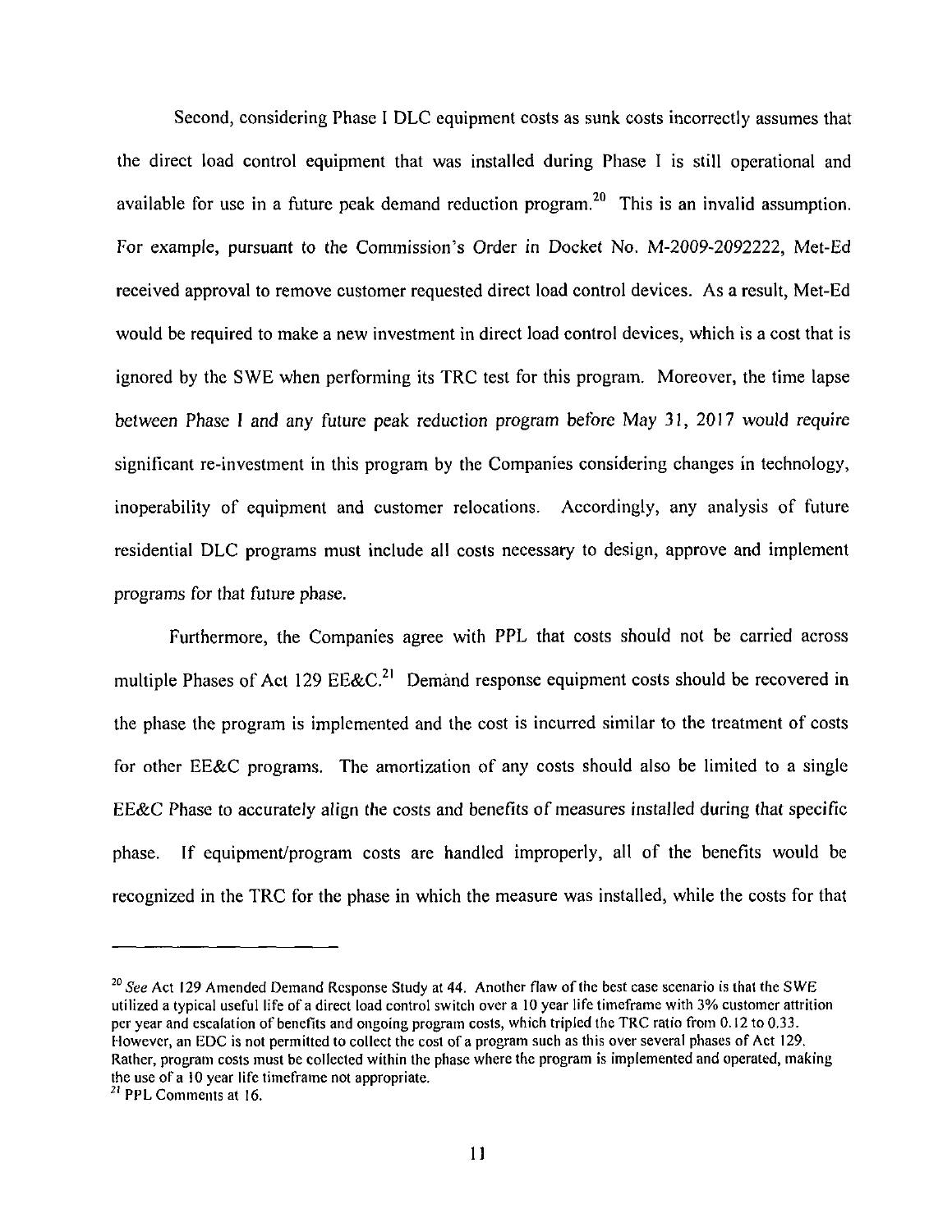Second, considering Phase I DLC equipment costs as sunk costs incorrectly assumes that the direct load control equipment that was installed during Phase I is still operational and available for use in a future peak demand reduction program.[20] This is an invalid assumption. For example, pursuant to the Commission's Order in Docket No. M-2009-2092222, Met-Ed received approval to remove customer requested direct load control devices. As a result, Met-Ed would be required to make a new investment in direct load control devices, which is a cost that is ignored by the SWE when performing its TRC test for this program. Moreover, the time lapse between Phase I and any future peak reduction program before May 31, 2017 would require significant re-investment in this program by the Companies considering changes in technology, inoperability of equipment and customer relocations. Accordingly, any analysis of future residential DLC programs must include all costs necessary to design, approve and implement programs for that future phase.

Furthermore, the Companies agree with PPL that costs should not be carried across multiple Phases of Act 129 EE&C.[21] Demand response equipment costs should be recovered in the phase the program is implemented and the cost is incurred similar to the treatment of costs for other EE&C programs. The amortization of any costs should also be limited to a single EE&C Phase to accurately align the costs and benefits of measures installed during that specific phase. If equipment/program costs are handled improperly, all of the benefits would be recognized in the TRC for the phase in which the measure was installed, while the costs for that

---

[20] *See* Act 129 Amended Demand Response Study at 44. Another flaw of the best case scenario is that the SWE utilized a typical useful life of a direct load control switch over a 10 year life timeframe with 3% customer attrition per year and escalation of benefits and ongoing program costs, which tripled the TRC ratio from 0.12 to 0.33. However, an EDC is not permitted to collect the cost of a program such as this over several phases of Act 129. Rather, program costs must be collected within the phase where the program is implemented and operated, making the use of a 10 year life timeframe not appropriate.

[21] PPL Comments at 16.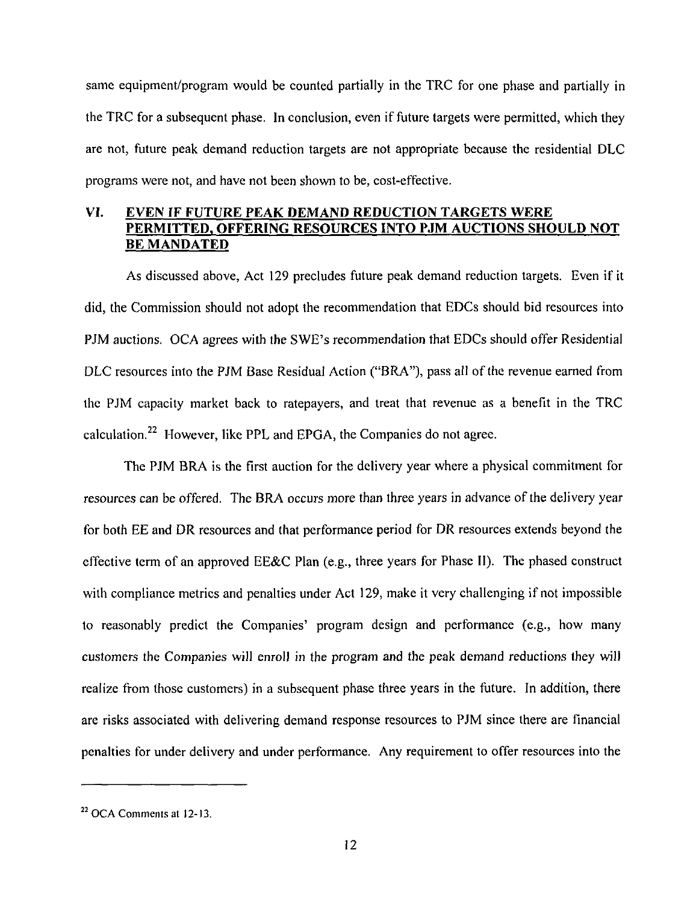same equipment/program would be counted partially in the TRC for one phase and partially in the TRC for a subsequent phase. In conclusion, even if future targets were permitted, which they are not, future peak demand reduction targets are not appropriate because the residential DLC programs were not, and have not been shown to be, cost-effective.

## VI. EVEN IF FUTURE PEAK DEMAND REDUCTION TARGETS WERE PERMITTED, OFFERING RESOURCES INTO PJM AUCTIONS SHOULD NOT BE MANDATED

As discussed above, Act 129 precludes future peak demand reduction targets. Even if it did, the Commission should not adopt the recommendation that EDCs should bid resources into PJM auctions. OCA agrees with the SWE's recommendation that EDCs should offer Residential DLC resources into the PJM Base Residual Action ("BRA"), pass all of the revenue earned from the PJM capacity market back to ratepayers, and treat that revenue as a benefit in the TRC calculation.[22] However, like PPL and EPGA, the Companies do not agree.

The PJM BRA is the first auction for the delivery year where a physical commitment for resources can be offered. The BRA occurs more than three years in advance of the delivery year for both EE and DR resources and that performance period for DR resources extends beyond the effective term of an approved EE&C Plan (e.g., three years for Phase II). The phased construct with compliance metrics and penalties under Act 129, make it very challenging if not impossible to reasonably predict the Companies' program design and performance (e.g., how many customers the Companies will enroll in the program and the peak demand reductions they will realize from those customers) in a subsequent phase three years in the future. In addition, there are risks associated with delivering demand response resources to PJM since there are financial penalties for under delivery and under performance. Any requirement to offer resources into the

---

[22] OCA Comments at 12-13.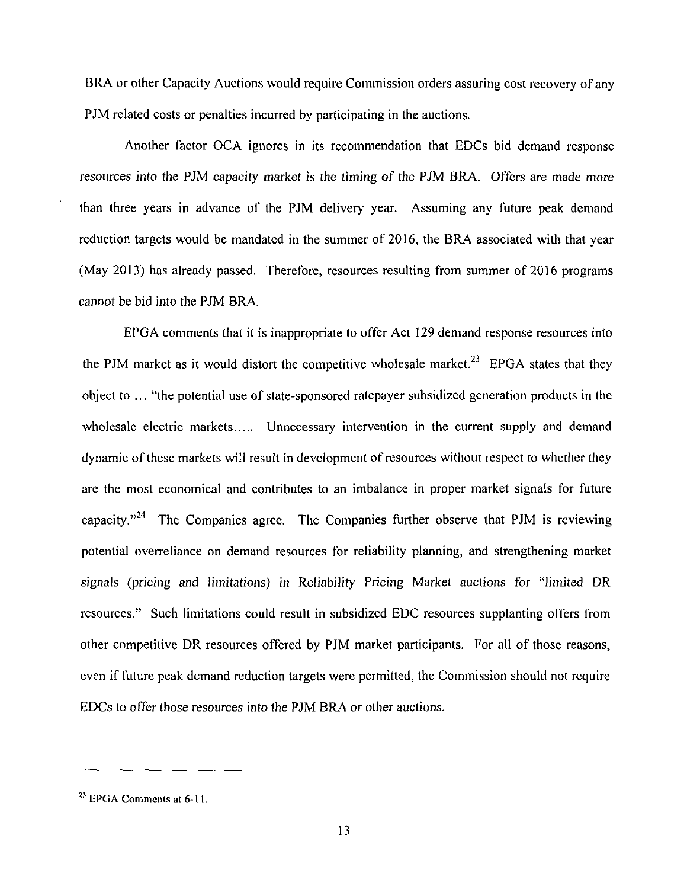BRA or other Capacity Auctions would require Commission orders assuring cost recovery of any PJM related costs or penalties incurred by participating in the auctions.

Another factor OCA ignores in its recommendation that EDCs bid demand response resources into the PJM capacity market is the timing of the PJM BRA. Offers are made more than three years in advance of the PJM delivery year. Assuming any future peak demand reduction targets would be mandated in the summer of 2016, the BRA associated with that year (May 2013) has already passed. Therefore, resources resulting from summer of 2016 programs cannot be bid into the PJM BRA.

EPGA comments that it is inappropriate to offer Act 129 demand response resources into the PJM market as it would distort the competitive wholesale market.[23] EPGA states that they object to ... "the potential use of state-sponsored ratepayer subsidized generation products in the wholesale electric markets..... Unnecessary intervention in the current supply and demand dynamic of these markets will result in development of resources without respect to whether they are the most economical and contributes to an imbalance in proper market signals for future capacity."[24] The Companies agree. The Companies further observe that PJM is reviewing potential overreliance on demand resources for reliability planning, and strengthening market signals (pricing and limitations) in Reliability Pricing Market auctions for "limited DR resources." Such limitations could result in subsidized EDC resources supplanting offers from other competitive DR resources offered by PJM market participants. For all of those reasons, even if future peak demand reduction targets were permitted, the Commission should not require EDCs to offer those resources into the PJM BRA or other auctions.

---

[23] EPGA Comments at 6-11.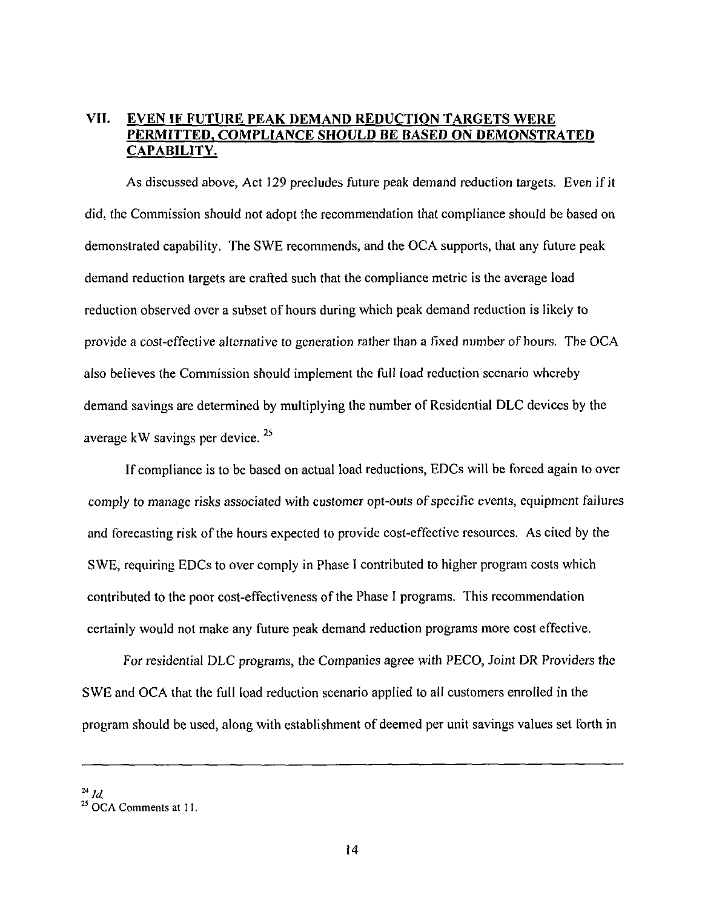## VII. EVEN IF FUTURE PEAK DEMAND REDUCTION TARGETS WERE PERMITTED, COMPLIANCE SHOULD BE BASED ON DEMONSTRATED CAPABILITY.

As discussed above, Act 129 precludes future peak demand reduction targets. Even if it did, the Commission should not adopt the recommendation that compliance should be based on demonstrated capability. The SWE recommends, and the OCA supports, that any future peak demand reduction targets are crafted such that the compliance metric is the average load reduction observed over a subset of hours during which peak demand reduction is likely to provide a cost-effective alternative to generation rather than a fixed number of hours. The OCA also believes the Commission should implement the full load reduction scenario whereby demand savings are determined by multiplying the number of Residential DLC devices by the average kW savings per device.[25]

If compliance is to be based on actual load reductions, EDCs will be forced again to over comply to manage risks associated with customer opt-outs of specific events, equipment failures and forecasting risk of the hours expected to provide cost-effective resources. As cited by the SWE, requiring EDCs to over comply in Phase I contributed to higher program costs which contributed to the poor cost-effectiveness of the Phase I programs. This recommendation certainly would not make any future peak demand reduction programs more cost effective.

For residential DLC programs, the Companies agree with PECO, Joint DR Providers the SWE and OCA that the full load reduction scenario applied to all customers enrolled in the program should be used, along with establishment of deemed per unit savings values set forth in

---

[24] *Id.*

[25] OCA Comments at 11.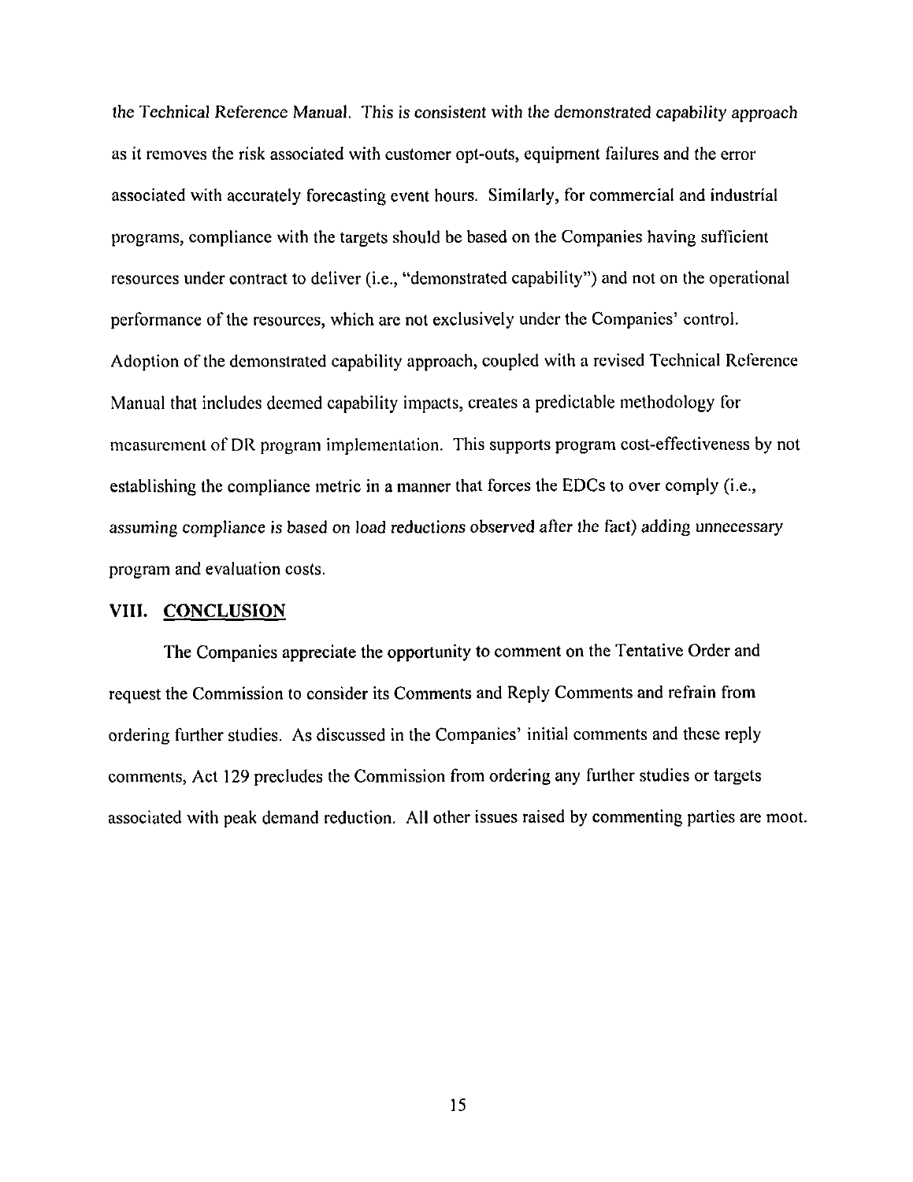the Technical Reference Manual. This is consistent with the demonstrated capability approach as it removes the risk associated with customer opt-outs, equipment failures and the error associated with accurately forecasting event hours. Similarly, for commercial and industrial programs, compliance with the targets should be based on the Companies having sufficient resources under contract to deliver (i.e., "demonstrated capability") and not on the operational performance of the resources, which are not exclusively under the Companies' control. Adoption of the demonstrated capability approach, coupled with a revised Technical Reference Manual that includes deemed capability impacts, creates a predictable methodology for measurement of DR program implementation. This supports program cost-effectiveness by not establishing the compliance metric in a manner that forces the EDCs to over comply (i.e., assuming compliance is based on load reductions observed after the fact) adding unnecessary program and evaluation costs.

## VIII. CONCLUSION

The Companies appreciate the opportunity to comment on the Tentative Order and request the Commission to consider its Comments and Reply Comments and refrain from ordering further studies. As discussed in the Companies' initial comments and these reply comments, Act 129 precludes the Commission from ordering any further studies or targets associated with peak demand reduction. All other issues raised by commenting parties are moot.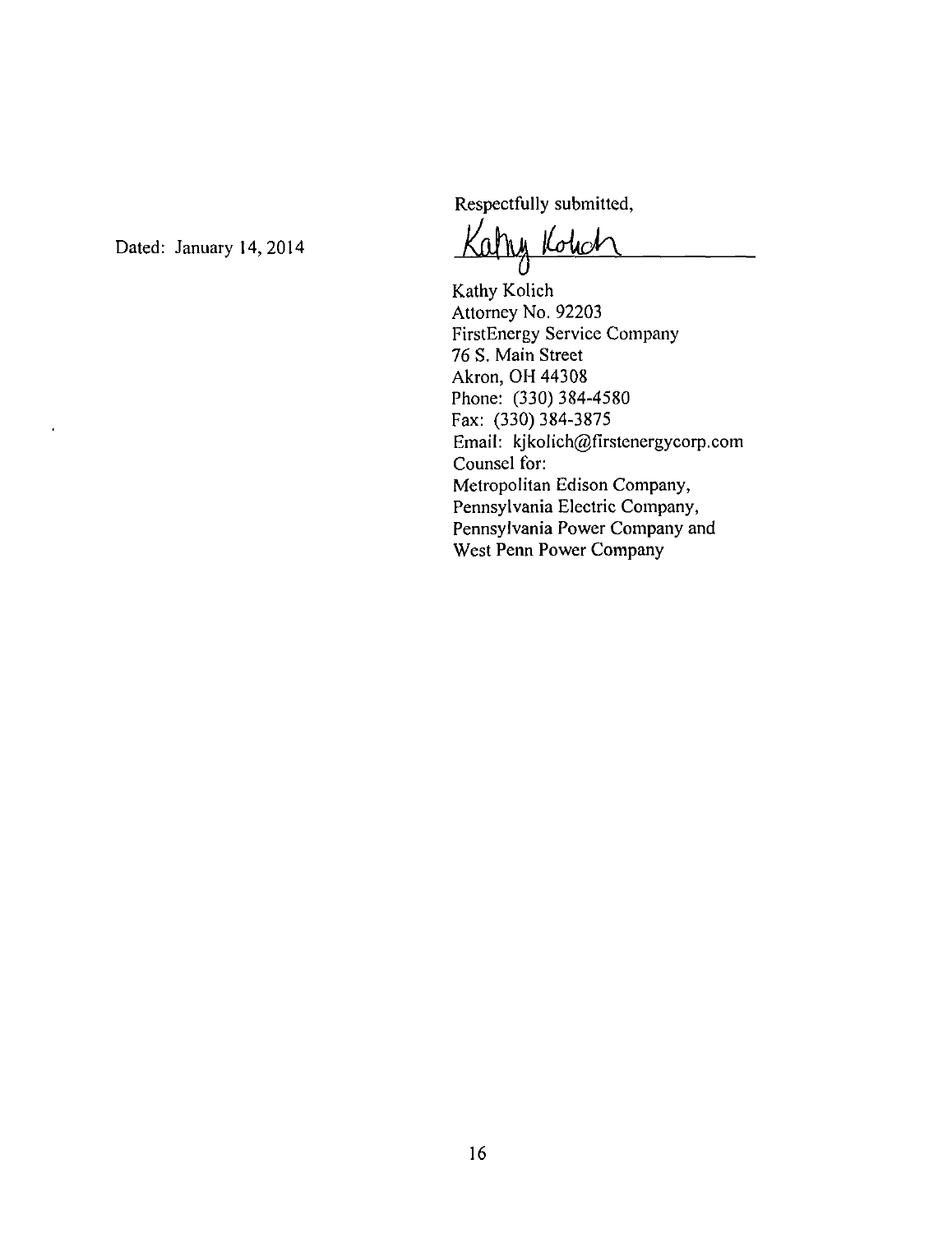Dated: January 14, 2014

Respectfully submitted,

Kathy Kolich

Kathy Kolich
Attorney No. 92203
FirstEnergy Service Company
76 S. Main Street
Akron, OH 44308
Phone: (330) 384-4580
Fax: (330) 384-3875
Email: kjkolich@firstenergycorp.com
Counsel for:
Metropolitan Edison Company,
Pennsylvania Electric Company,
Pennsylvania Power Company and
West Penn Power Company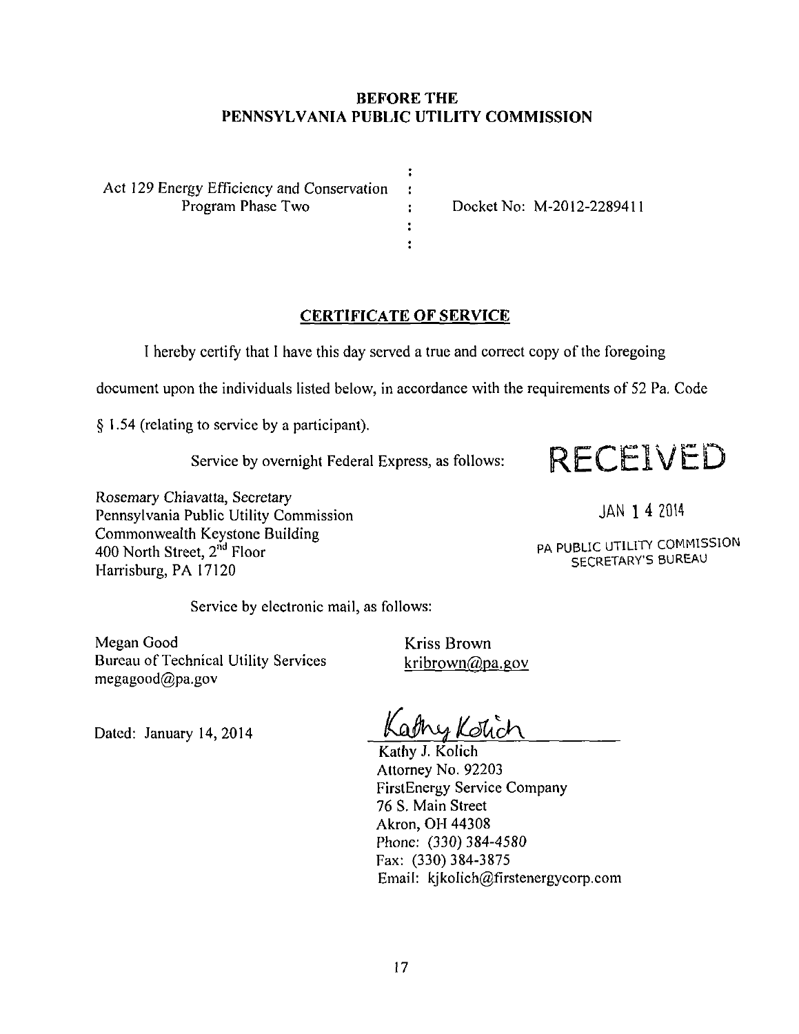**BEFORE THE**
**PENNSYLVANIA PUBLIC UTILITY COMMISSION**

Act 129 Energy Efficiency and Conservation Program Phase Two : Docket No: M-2012-2289411

## CERTIFICATE OF SERVICE

I hereby certify that I have this day served a true and correct copy of the foregoing document upon the individuals listed below, in accordance with the requirements of 52 Pa. Code § 1.54 (relating to service by a participant).

Service by overnight Federal Express, as follows:

RECEIVED

JAN 14 2014

PA PUBLIC UTILITY COMMISSION
SECRETARY'S BUREAU

Rosemary Chiavatta, Secretary
Pennsylvania Public Utility Commission
Commonwealth Keystone Building
400 North Street, 2nd Floor
Harrisburg, PA 17120

Service by electronic mail, as follows:

Megan Good
Bureau of Technical Utility Services
megagood@pa.gov

Kriss Brown
kribrown@pa.gov

Dated: January 14, 2014

Kathy Kolich

Kathy J. Kolich
Attorney No. 92203
FirstEnergy Service Company
76 S. Main Street
Akron, OH 44308
Phone: (330) 384-4580
Fax: (330) 384-3875
Email: kjkolich@firstenergycorp.com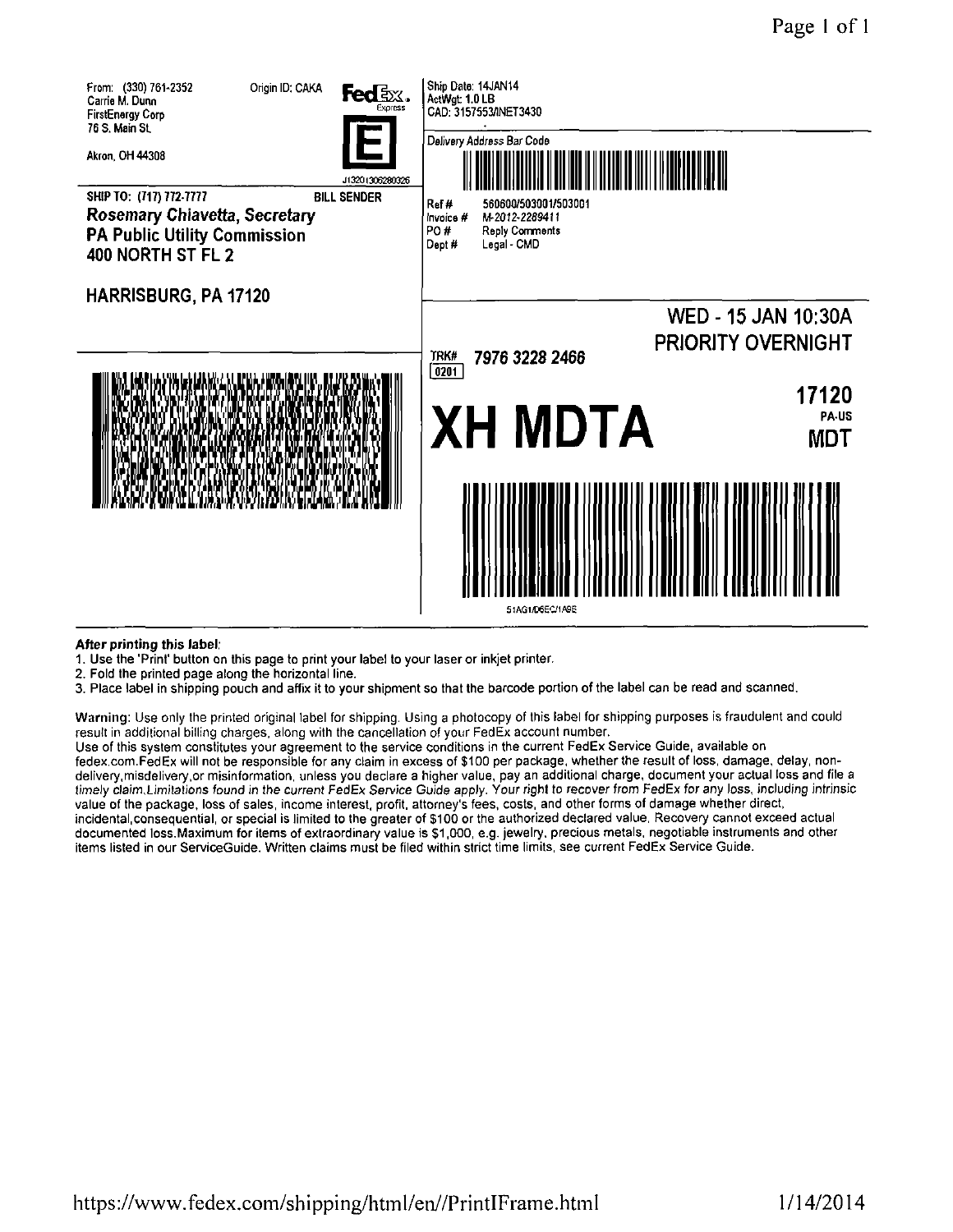From: (330) 761-2352
Carrie M. Dunn
FirstEnergy Corp
76 S. Main St.

Akron, OH 44308

Origin ID: CAKA

FedEx. Express

E

J13201306280326

SHIP TO: (717) 772-7777 BILL SENDER

**Rosemary Chiavetta, Secretary**
**PA Public Utility Commission**
**400 NORTH ST FL 2**

**HARRISBURG, PA 17120**

Ship Date: 14JAN14
ActWgt: 1.0 LB
CAD: 3157553/INET3430

Delivery Address Bar Code

Ref # 560600/503001/503001
Invoice # M-2012-2289411
PO # Reply Comments
Dept # Legal - CMD

**WED - 15 JAN 10:30A**
**PRIORITY OVERNIGHT**

TRK# 0201 **7976 3228 2466**

# XH MDTA

**17120**
**PA-US**
**MDT**

51AG1/D6EC/1A9E

**After printing this label:**

1. Use the 'Print' button on this page to print your label to your laser or inkjet printer.
2. Fold the printed page along the horizontal line.
3. Place label in shipping pouch and affix it to your shipment so that the barcode portion of the label can be read and scanned.

Warning: Use only the printed original label for shipping. Using a photocopy of this label for shipping purposes is fraudulent and could result in additional billing charges, along with the cancellation of your FedEx account number.
Use of this system constitutes your agreement to the service conditions in the current FedEx Service Guide, available on fedex.com.FedEx will not be responsible for any claim in excess of $100 per package, whether the result of loss, damage, delay, non-delivery,misdelivery,or misinformation, unless you declare a higher value, pay an additional charge, document your actual loss and file a timely claim.Limitations found in the current FedEx Service Guide apply. Your right to recover from FedEx for any loss, including intrinsic value of the package, loss of sales, income interest, profit, attorney's fees, costs, and other forms of damage whether direct, incidental,consequential, or special is limited to the greater of $100 or the authorized declared value. Recovery cannot exceed actual documented loss.Maximum for items of extraordinary value is $1,000, e.g. jewelry, precious metals, negotiable instruments and other items listed in our ServiceGuide. Written claims must be filed within strict time limits, see current FedEx Service Guide.

https://www.fedex.com/shipping/html/en//PrintIFrame.html 1/14/2014